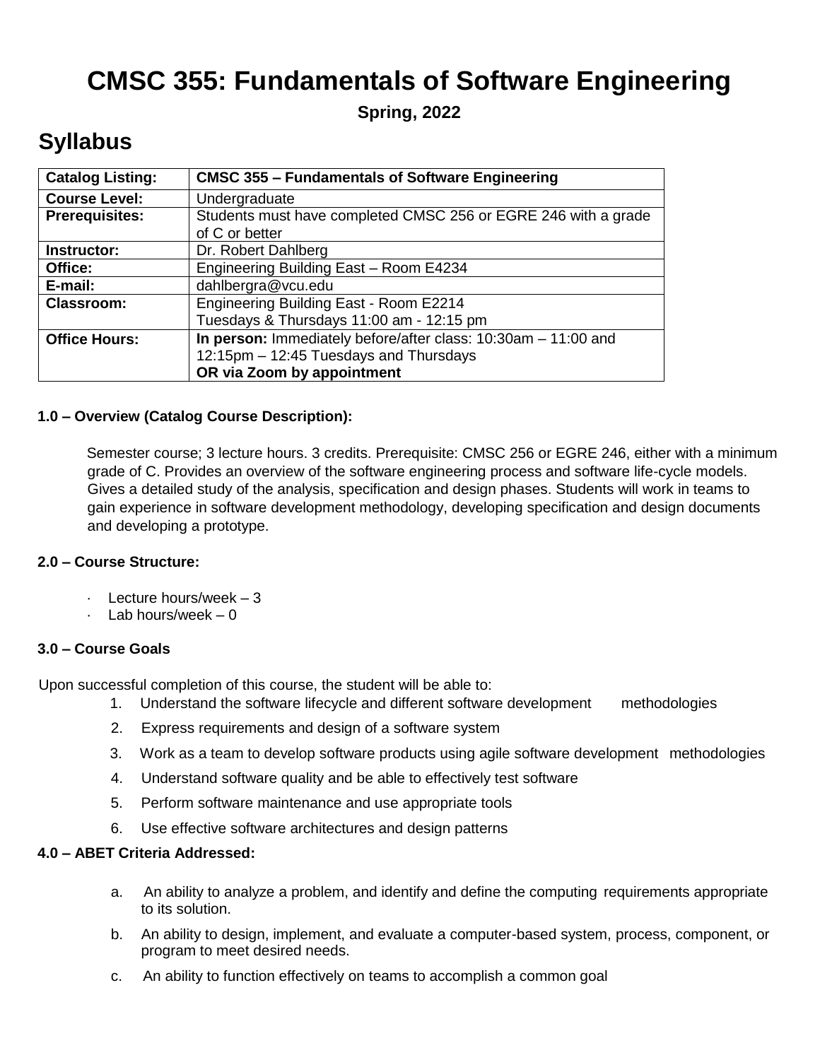# CMSC 355: Fundamentals of Software Engineering

**Spring, 2022**

## Syllabus

| **Catalog Listing:** | **CMSC 355 – Fundamentals of Software Engineering** |
|---|---|
| **Course Level:** | Undergraduate |
| **Prerequisites:** | Students must have completed CMSC 256 or EGRE 246 with a grade of C or better |
| **Instructor:** | Dr. Robert Dahlberg |
| **Office:** | Engineering Building East – Room E4234 |
| **E-mail:** | dahlbergra@vcu.edu |
| **Classroom:** | Engineering Building East - Room E2214<br>Tuesdays & Thursdays 11:00 am - 12:15 pm |
| **Office Hours:** | **In person:** Immediately before/after class: 10:30am – 11:00 and 12:15pm – 12:45 Tuesdays and Thursdays<br>**OR via Zoom by appointment** |

#### 1.0 – Overview (Catalog Course Description):

Semester course; 3 lecture hours. 3 credits. Prerequisite: CMSC 256 or EGRE 246, either with a minimum grade of C. Provides an overview of the software engineering process and software life-cycle models. Gives a detailed study of the analysis, specification and design phases. Students will work in teams to gain experience in software development methodology, developing specification and design documents and developing a prototype.

#### 2.0 – Course Structure:

- Lecture hours/week – 3
- Lab hours/week – 0

#### 3.0 – Course Goals

Upon successful completion of this course, the student will be able to:

1. Understand the software lifecycle and different software development methodologies
2. Express requirements and design of a software system
3. Work as a team to develop software products using agile software development methodologies
4. Understand software quality and be able to effectively test software
5. Perform software maintenance and use appropriate tools
6. Use effective software architectures and design patterns

#### 4.0 – ABET Criteria Addressed:

a. An ability to analyze a problem, and identify and define the computing requirements appropriate to its solution.

b. An ability to design, implement, and evaluate a computer-based system, process, component, or program to meet desired needs.

c. An ability to function effectively on teams to accomplish a common goal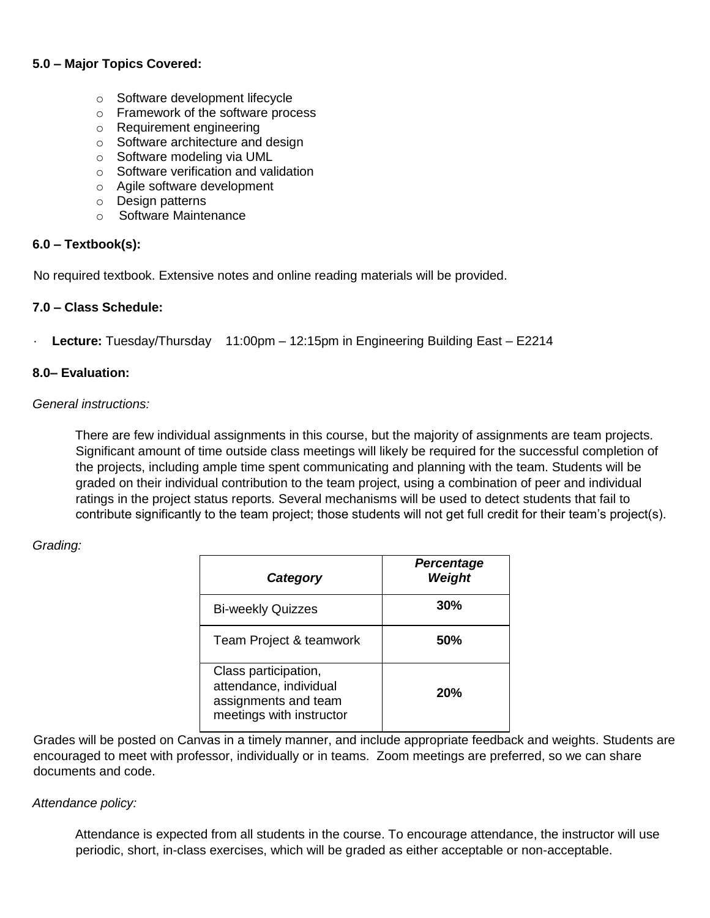**5.0 – Major Topics Covered:**

- Software development lifecycle
- Framework of the software process
- Requirement engineering
- Software architecture and design
- Software modeling via UML
- Software verification and validation
- Agile software development
- Design patterns
- Software Maintenance

**6.0 – Textbook(s):**

No required textbook. Extensive notes and online reading materials will be provided.

**7.0 – Class Schedule:**

- **Lecture:** Tuesday/Thursday 11:00pm – 12:15pm in Engineering Building East – E2214

**8.0– Evaluation:**

*General instructions:*

There are few individual assignments in this course, but the majority of assignments are team projects. Significant amount of time outside class meetings will likely be required for the successful completion of the projects, including ample time spent communicating and planning with the team. Students will be graded on their individual contribution to the team project, using a combination of peer and individual ratings in the project status reports. Several mechanisms will be used to detect students that fail to contribute significantly to the team project; those students will not get full credit for their team's project(s).

*Grading:*

| ***Category*** | ***Percentage Weight*** |
|---|---|
| Bi-weekly Quizzes | **30%** |
| Team Project & teamwork | **50%** |
| Class participation, attendance, individual assignments and team meetings with instructor | **20%** |

Grades will be posted on Canvas in a timely manner, and include appropriate feedback and weights. Students are encouraged to meet with professor, individually or in teams. Zoom meetings are preferred, so we can share documents and code.

*Attendance policy:*

Attendance is expected from all students in the course. To encourage attendance, the instructor will use periodic, short, in-class exercises, which will be graded as either acceptable or non-acceptable.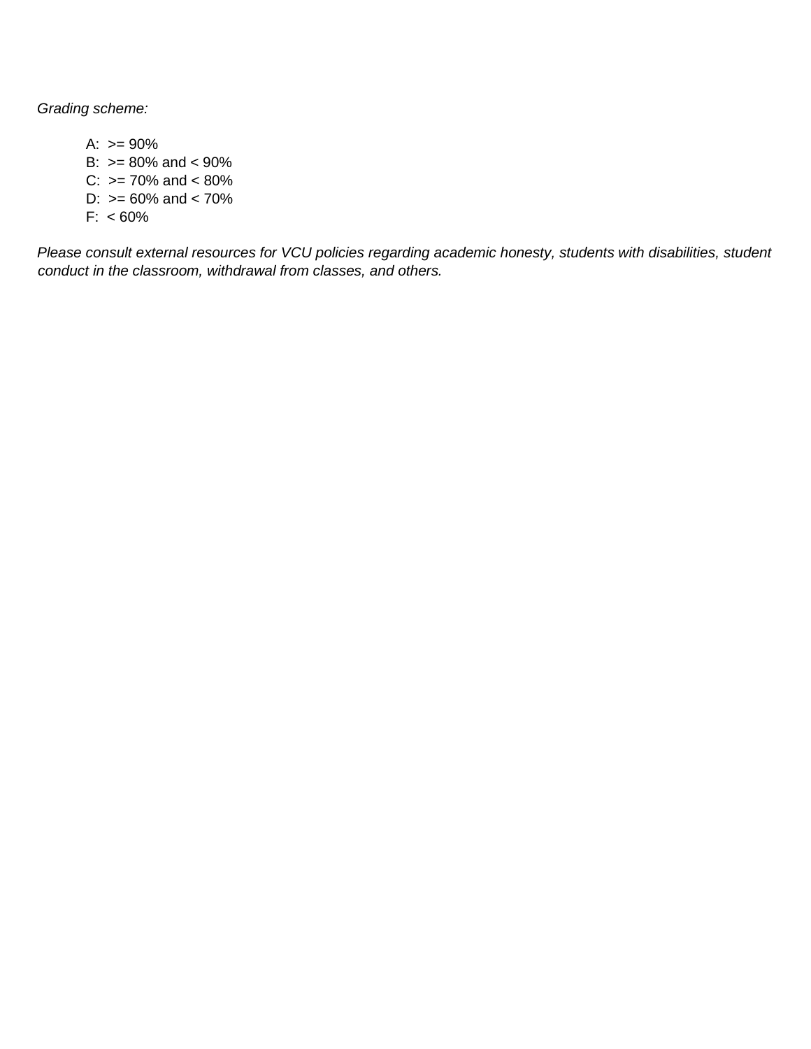*Grading scheme:*

- A: >= 90%
- B: >= 80% and < 90%
- C: >= 70% and < 80%
- D: >= 60% and < 70%
- F: < 60%

*Please consult external resources for VCU policies regarding academic honesty, students with disabilities, student conduct in the classroom, withdrawal from classes, and others.*